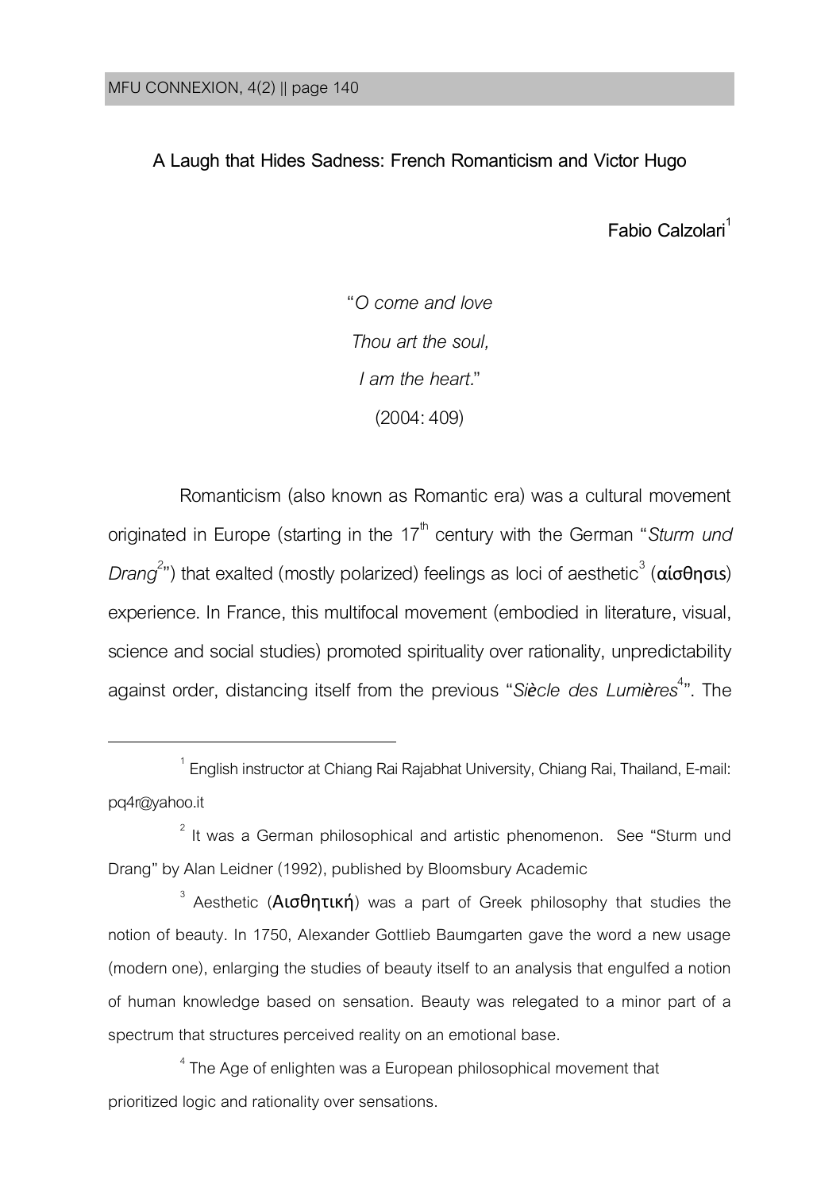# A Laugh that Hides Sadness: French Romanticism and Victor Hugo

Fabio Calzolari[1]

> "*O come and love*
> *Thou art the soul,*
> *I am the heart*."
> (2004: 409)

Romanticism (also known as Romantic era) was a cultural movement originated in Europe (starting in the 17th century with the German "*Sturm und Drang*[2]") that exalted (mostly polarized) feelings as loci of aesthetic[3] (αίσθησις) experience. In France, this multifocal movement (embodied in literature, visual, science and social studies) promoted spirituality over rationality, unpredictability against order, distancing itself from the previous "*Siècle des Lumières*[4]". The

---

[1] English instructor at Chiang Rai Rajabhat University, Chiang Rai, Thailand, E-mail: pq4r@yahoo.it

[2] It was a German philosophical and artistic phenomenon. See "Sturm und Drang" by Alan Leidner (1992), published by Bloomsbury Academic

[3] Aesthetic (Αισθητική) was a part of Greek philosophy that studies the notion of beauty. In 1750, Alexander Gottlieb Baumgarten gave the word a new usage (modern one), enlarging the studies of beauty itself to an analysis that engulfed a notion of human knowledge based on sensation. Beauty was relegated to a minor part of a spectrum that structures perceived reality on an emotional base.

[4] The Age of enlighten was a European philosophical movement that prioritized logic and rationality over sensations.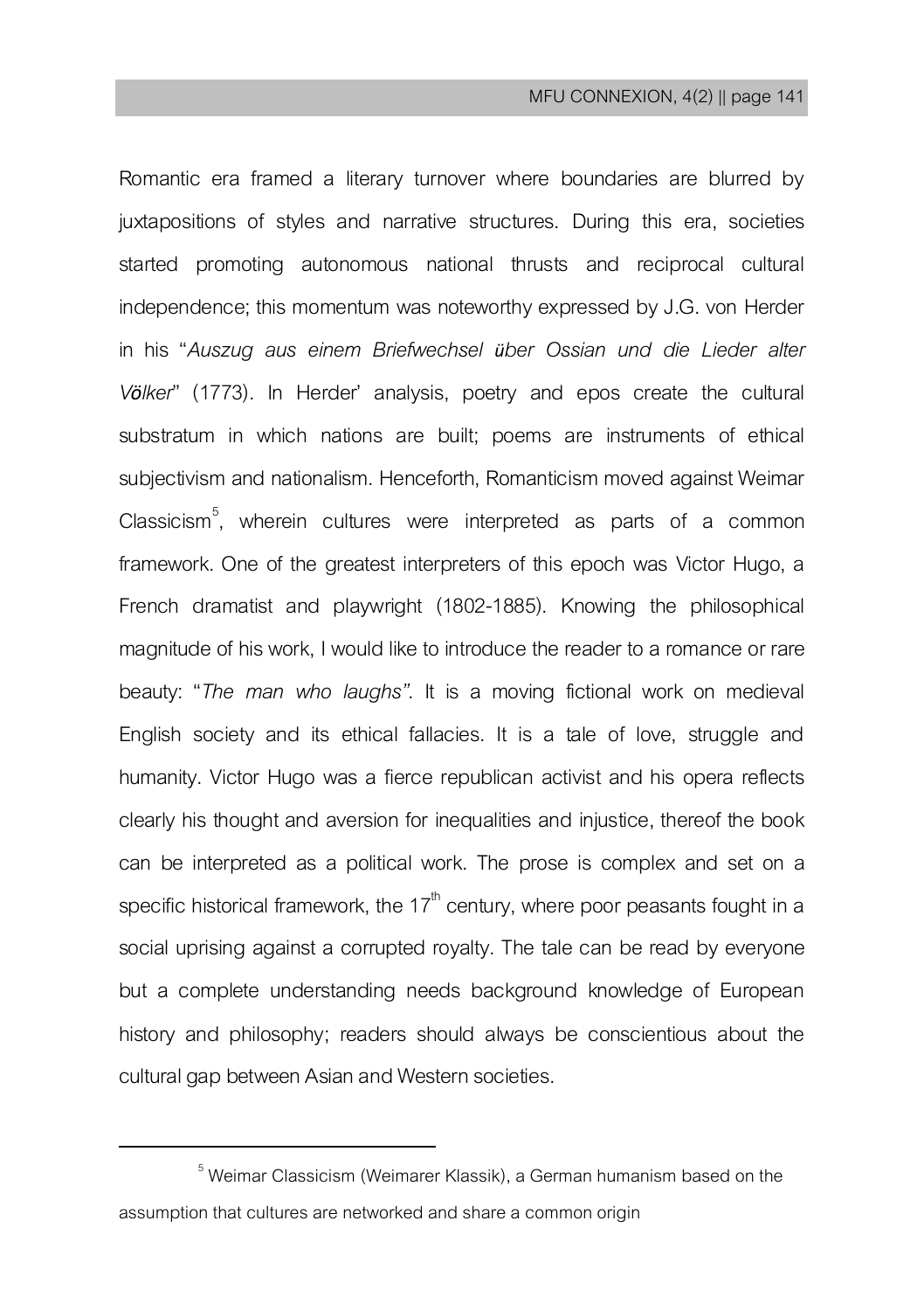Romantic era framed a literary turnover where boundaries are blurred by juxtapositions of styles and narrative structures. During this era, societies started promoting autonomous national thrusts and reciprocal cultural independence; this momentum was noteworthy expressed by J.G. von Herder in his "*Auszug aus einem Briefwechsel über Ossian und die Lieder alter Völker*" (1773). In Herder' analysis, poetry and epos create the cultural substratum in which nations are built; poems are instruments of ethical subjectivism and nationalism. Henceforth, Romanticism moved against Weimar Classicism[5], wherein cultures were interpreted as parts of a common framework. One of the greatest interpreters of this epoch was Victor Hugo, a French dramatist and playwright (1802-1885). Knowing the philosophical magnitude of his work, I would like to introduce the reader to a romance or rare beauty: "*The man who laughs"*. It is a moving fictional work on medieval English society and its ethical fallacies. It is a tale of love, struggle and humanity. Victor Hugo was a fierce republican activist and his opera reflects clearly his thought and aversion for inequalities and injustice, thereof the book can be interpreted as a political work. The prose is complex and set on a specific historical framework, the 17th century, where poor peasants fought in a social uprising against a corrupted royalty. The tale can be read by everyone but a complete understanding needs background knowledge of European history and philosophy; readers should always be conscientious about the cultural gap between Asian and Western societies.

---

[5] Weimar Classicism (Weimarer Klassik), a German humanism based on the assumption that cultures are networked and share a common origin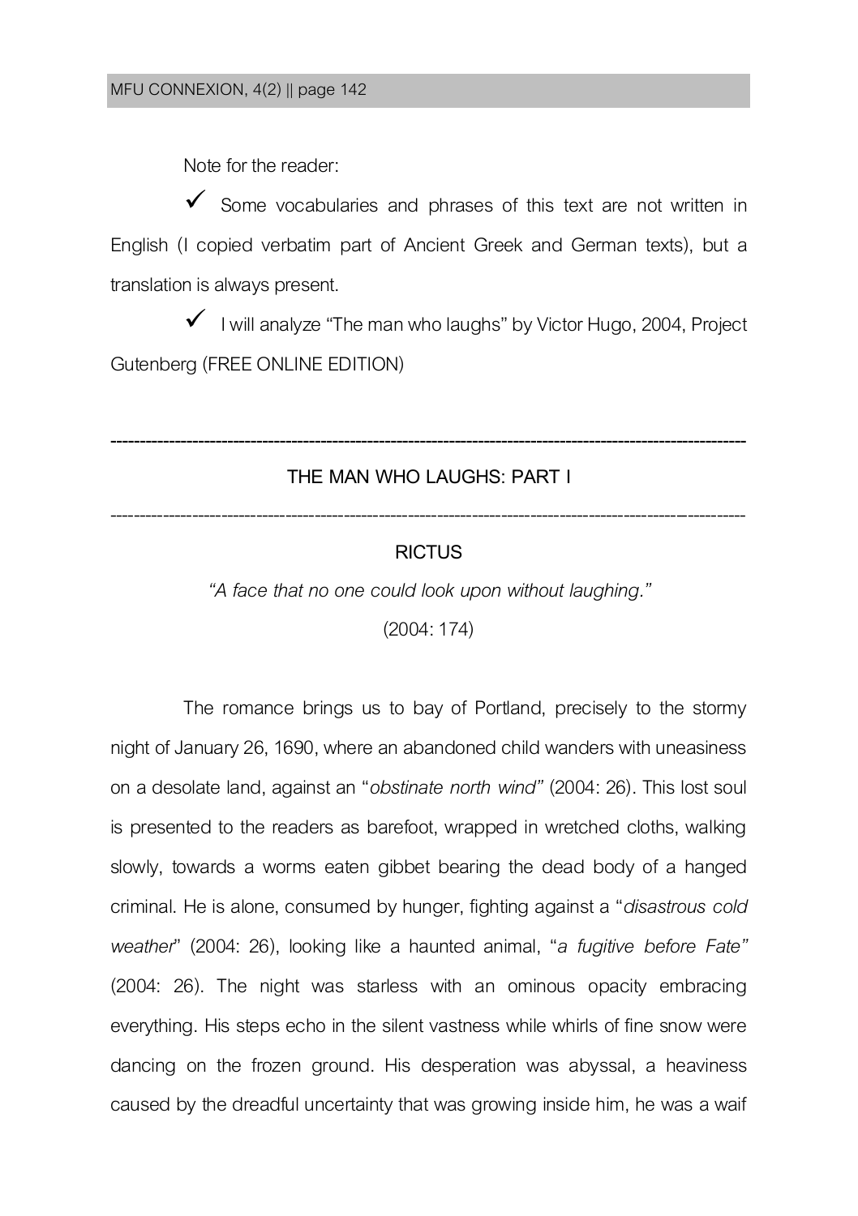Note for the reader:

✓ Some vocabularies and phrases of this text are not written in English (I copied verbatim part of Ancient Greek and German texts), but a translation is always present.

✓ I will analyze "The man who laughs" by Victor Hugo, 2004, Project Gutenberg (FREE ONLINE EDITION)

---

## THE MAN WHO LAUGHS: PART I

---

### RICTUS

*"A face that no one could look upon without laughing."*

(2004: 174)

The romance brings us to bay of Portland, precisely to the stormy night of January 26, 1690, where an abandoned child wanders with uneasiness on a desolate land, against an "*obstinate north wind"* (2004: 26). This lost soul is presented to the readers as barefoot, wrapped in wretched cloths, walking slowly, towards a worms eaten gibbet bearing the dead body of a hanged criminal. He is alone, consumed by hunger, fighting against a "*disastrous cold weather*" (2004: 26), looking like a haunted animal, "*a fugitive before Fate"* (2004: 26). The night was starless with an ominous opacity embracing everything. His steps echo in the silent vastness while whirls of fine snow were dancing on the frozen ground. His desperation was abyssal, a heaviness caused by the dreadful uncertainty that was growing inside him, he was a waif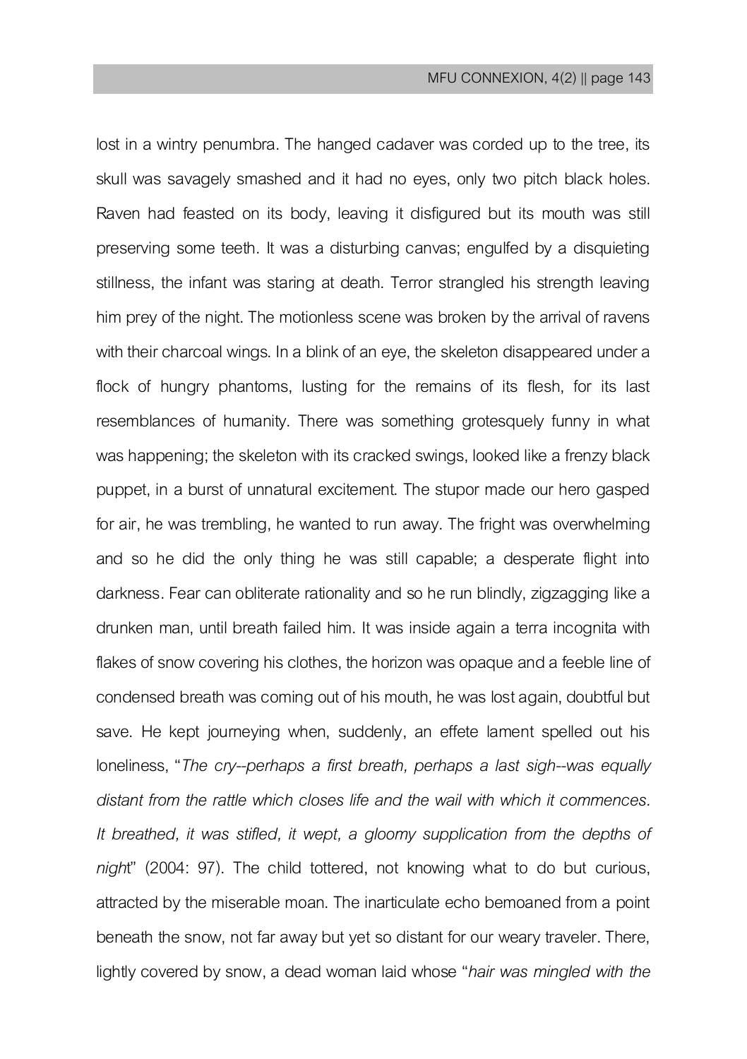lost in a wintry penumbra. The hanged cadaver was corded up to the tree, its skull was savagely smashed and it had no eyes, only two pitch black holes. Raven had feasted on its body, leaving it disfigured but its mouth was still preserving some teeth. It was a disturbing canvas; engulfed by a disquieting stillness, the infant was staring at death. Terror strangled his strength leaving him prey of the night. The motionless scene was broken by the arrival of ravens with their charcoal wings. In a blink of an eye, the skeleton disappeared under a flock of hungry phantoms, lusting for the remains of its flesh, for its last resemblances of humanity. There was something grotesquely funny in what was happening; the skeleton with its cracked swings, looked like a frenzy black puppet, in a burst of unnatural excitement. The stupor made our hero gasped for air, he was trembling, he wanted to run away. The fright was overwhelming and so he did the only thing he was still capable; a desperate flight into darkness. Fear can obliterate rationality and so he run blindly, zigzagging like a drunken man, until breath failed him. It was inside again a terra incognita with flakes of snow covering his clothes, the horizon was opaque and a feeble line of condensed breath was coming out of his mouth, he was lost again, doubtful but save. He kept journeying when, suddenly, an effete lament spelled out his loneliness, "*The cry--perhaps a first breath, perhaps a last sigh--was equally distant from the rattle which closes life and the wail with which it commences. It breathed, it was stifled, it wept, a gloomy supplication from the depths of night*" (2004: 97). The child tottered, not knowing what to do but curious, attracted by the miserable moan. The inarticulate echo bemoaned from a point beneath the snow, not far away but yet so distant for our weary traveler. There, lightly covered by snow, a dead woman laid whose "*hair was mingled with the*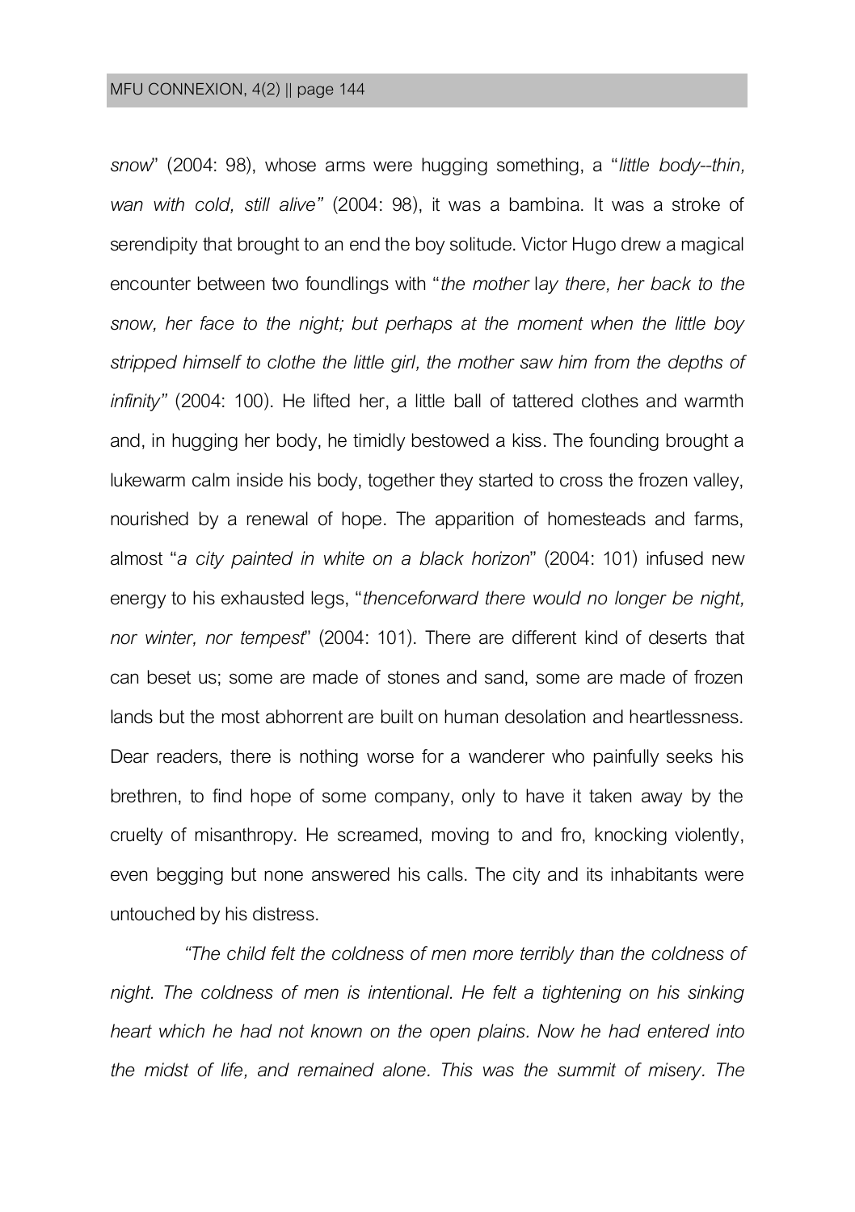*snow*" (2004: 98), whose arms were hugging something, a "*little body--thin, wan with cold, still alive"* (2004: 98), it was a bambina. It was a stroke of serendipity that brought to an end the boy solitude. Victor Hugo drew a magical encounter between two foundlings with "*the mother lay there, her back to the snow, her face to the night; but perhaps at the moment when the little boy stripped himself to clothe the little girl, the mother saw him from the depths of infinity"* (2004: 100). He lifted her, a little ball of tattered clothes and warmth and, in hugging her body, he timidly bestowed a kiss. The founding brought a lukewarm calm inside his body, together they started to cross the frozen valley, nourished by a renewal of hope. The apparition of homesteads and farms, almost "*a city painted in white on a black horizon*" (2004: 101) infused new energy to his exhausted legs, "*thenceforward there would no longer be night, nor winter, nor tempest*" (2004: 101). There are different kind of deserts that can beset us; some are made of stones and sand, some are made of frozen lands but the most abhorrent are built on human desolation and heartlessness. Dear readers, there is nothing worse for a wanderer who painfully seeks his brethren, to find hope of some company, only to have it taken away by the cruelty of misanthropy. He screamed, moving to and fro, knocking violently, even begging but none answered his calls. The city and its inhabitants were untouched by his distress.

*"The child felt the coldness of men more terribly than the coldness of night. The coldness of men is intentional. He felt a tightening on his sinking heart which he had not known on the open plains. Now he had entered into the midst of life, and remained alone. This was the summit of misery. The*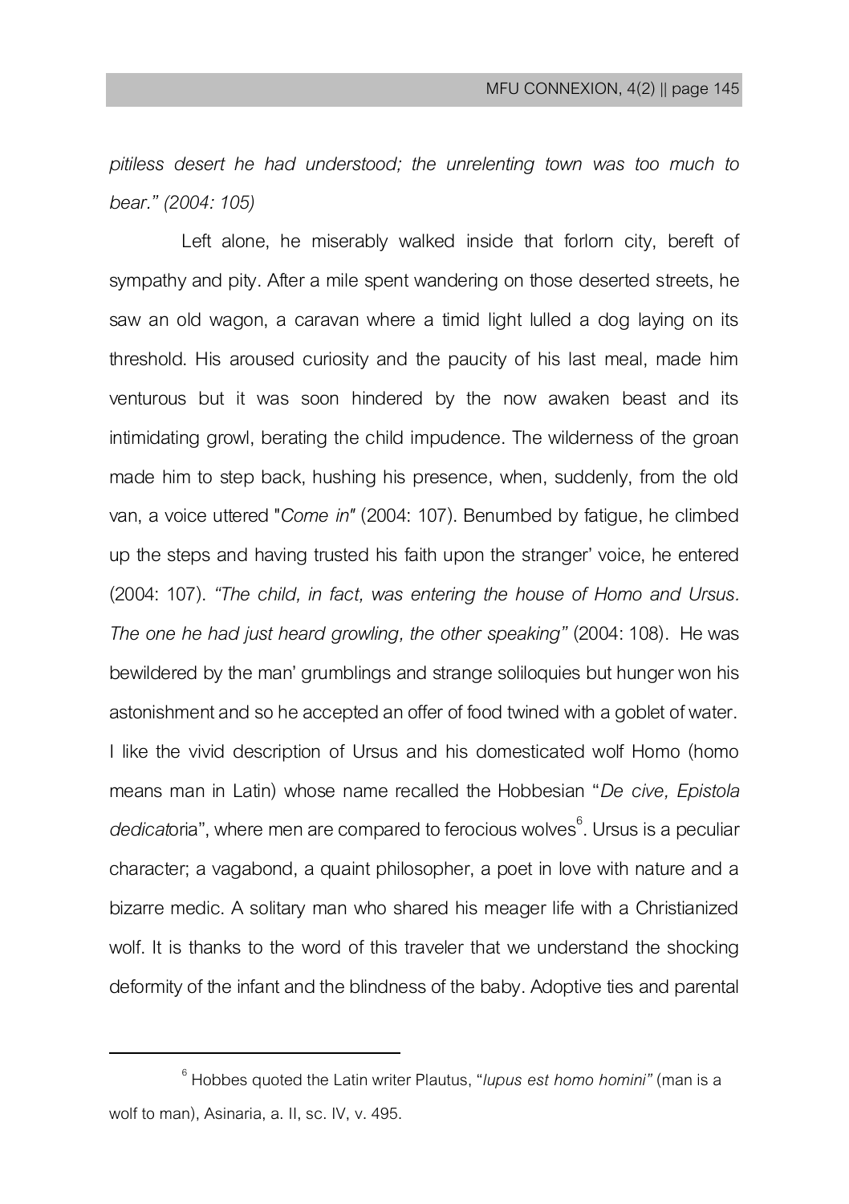*pitiless desert he had understood; the unrelenting town was too much to bear." (2004: 105)*

Left alone, he miserably walked inside that forlorn city, bereft of sympathy and pity. After a mile spent wandering on those deserted streets, he saw an old wagon, a caravan where a timid light lulled a dog laying on its threshold. His aroused curiosity and the paucity of his last meal, made him venturous but it was soon hindered by the now awaken beast and its intimidating growl, berating the child impudence. The wilderness of the groan made him to step back, hushing his presence, when, suddenly, from the old van, a voice uttered "*Come in*" (2004: 107). Benumbed by fatigue, he climbed up the steps and having trusted his faith upon the stranger' voice, he entered (2004: 107). *"The child, in fact, was entering the house of Homo and Ursus. The one he had just heard growling, the other speaking"* (2004: 108). He was bewildered by the man' grumblings and strange soliloquies but hunger won his astonishment and so he accepted an offer of food twined with a goblet of water. I like the vivid description of Ursus and his domesticated wolf Homo (homo means man in Latin) whose name recalled the Hobbesian "*De cive, Epistola dedicat*oria", where men are compared to ferocious wolves[6]. Ursus is a peculiar character; a vagabond, a quaint philosopher, a poet in love with nature and a bizarre medic. A solitary man who shared his meager life with a Christianized wolf. It is thanks to the word of this traveler that we understand the shocking deformity of the infant and the blindness of the baby. Adoptive ties and parental

---

[6] Hobbes quoted the Latin writer Plautus, "*lupus est homo homini"* (man is a wolf to man), Asinaria, a. II, sc. IV, v. 495.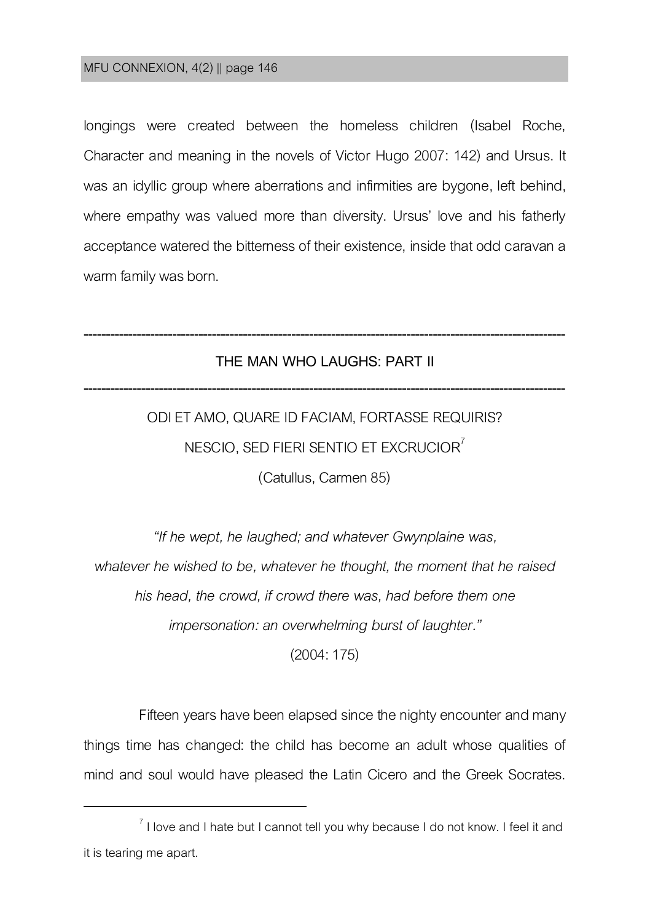longings were created between the homeless children (Isabel Roche, Character and meaning in the novels of Victor Hugo 2007: 142) and Ursus. It was an idyllic group where aberrations and infirmities are bygone, left behind, where empathy was valued more than diversity. Ursus' love and his fatherly acceptance watered the bitterness of their existence, inside that odd caravan a warm family was born.

---

## THE MAN WHO LAUGHS: PART II

---

ODI ET AMO, QUARE ID FACIAM, FORTASSE REQUIRIS?

NESCIO, SED FIERI SENTIO ET EXCRUCIOR[7]

(Catullus, Carmen 85)

*"If he wept, he laughed; and whatever Gwynplaine was, whatever he wished to be, whatever he thought, the moment that he raised his head, the crowd, if crowd there was, had before them one impersonation: an overwhelming burst of laughter."*

(2004: 175)

Fifteen years have been elapsed since the nighty encounter and many things time has changed: the child has become an adult whose qualities of mind and soul would have pleased the Latin Cicero and the Greek Socrates.

[7] I love and I hate but I cannot tell you why because I do not know. I feel it and it is tearing me apart.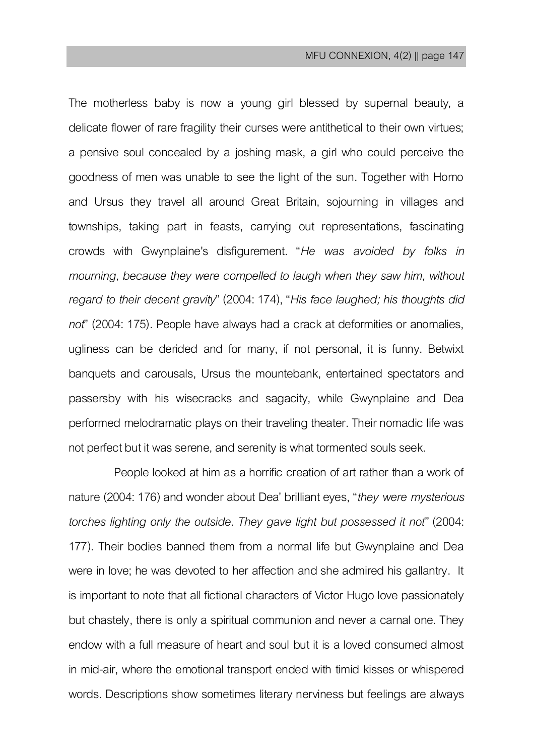The motherless baby is now a young girl blessed by supernal beauty, a delicate flower of rare fragility their curses were antithetical to their own virtues; a pensive soul concealed by a joshing mask, a girl who could perceive the goodness of men was unable to see the light of the sun. Together with Homo and Ursus they travel all around Great Britain, sojourning in villages and townships, taking part in feasts, carrying out representations, fascinating crowds with Gwynplaine's disfigurement. "*He was avoided by folks in mourning, because they were compelled to laugh when they saw him, without regard to their decent gravity*" (2004: 174), "*His face laughed; his thoughts did not*" (2004: 175). People have always had a crack at deformities or anomalies, ugliness can be derided and for many, if not personal, it is funny. Betwixt banquets and carousals, Ursus the mountebank, entertained spectators and passersby with his wisecracks and sagacity, while Gwynplaine and Dea performed melodramatic plays on their traveling theater. Their nomadic life was not perfect but it was serene, and serenity is what tormented souls seek.

People looked at him as a horrific creation of art rather than a work of nature (2004: 176) and wonder about Dea' brilliant eyes, "*they were mysterious torches lighting only the outside. They gave light but possessed it not*" (2004: 177). Their bodies banned them from a normal life but Gwynplaine and Dea were in love; he was devoted to her affection and she admired his gallantry. It is important to note that all fictional characters of Victor Hugo love passionately but chastely, there is only a spiritual communion and never a carnal one. They endow with a full measure of heart and soul but it is a loved consumed almost in mid-air, where the emotional transport ended with timid kisses or whispered words. Descriptions show sometimes literary nerviness but feelings are always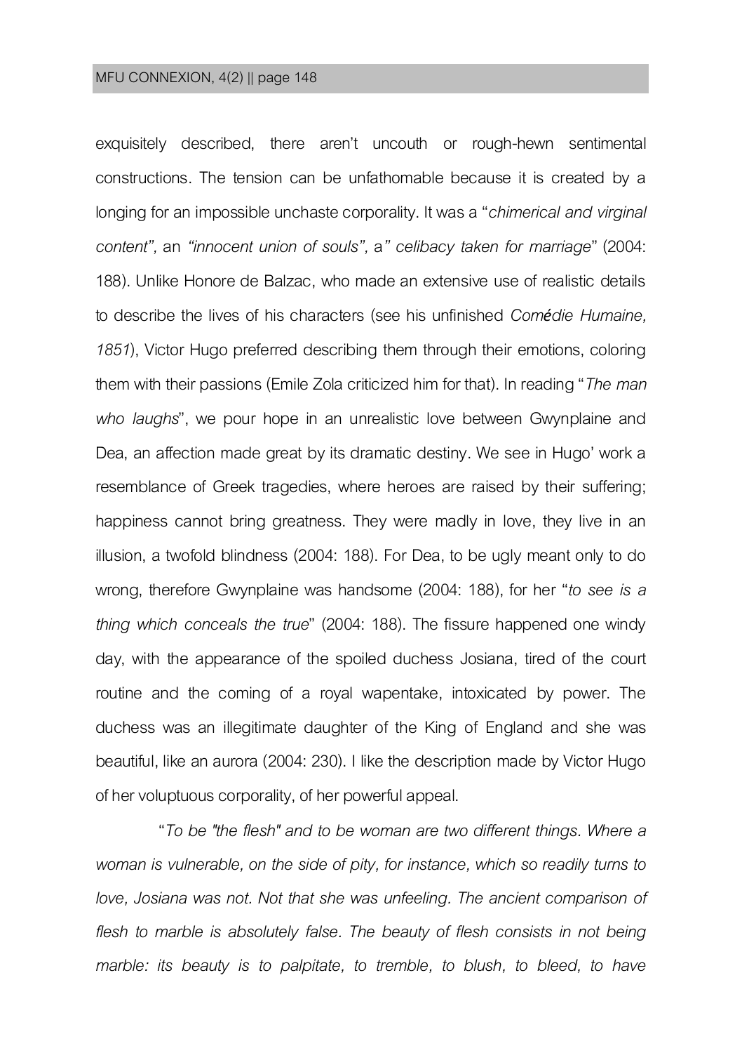exquisitely described, there aren't uncouth or rough-hewn sentimental constructions. The tension can be unfathomable because it is created by a longing for an impossible unchaste corporality. It was a "*chimerical and virginal content", an "innocent union of souls", a" celibacy taken for marriage*" (2004: 188). Unlike Honore de Balzac, who made an extensive use of realistic details to describe the lives of his characters (see his unfinished *Comédie Humaine, 1851*), Victor Hugo preferred describing them through their emotions, coloring them with their passions (Emile Zola criticized him for that). In reading "*The man who laughs*", we pour hope in an unrealistic love between Gwynplaine and Dea, an affection made great by its dramatic destiny. We see in Hugo' work a resemblance of Greek tragedies, where heroes are raised by their suffering; happiness cannot bring greatness. They were madly in love, they live in an illusion, a twofold blindness (2004: 188). For Dea, to be ugly meant only to do wrong, therefore Gwynplaine was handsome (2004: 188), for her "*to see is a thing which conceals the true*" (2004: 188). The fissure happened one windy day, with the appearance of the spoiled duchess Josiana, tired of the court routine and the coming of a royal wapentake, intoxicated by power. The duchess was an illegitimate daughter of the King of England and she was beautiful, like an aurora (2004: 230). I like the description made by Victor Hugo of her voluptuous corporality, of her powerful appeal.

"*To be "the flesh" and to be woman are two different things. Where a woman is vulnerable, on the side of pity, for instance, which so readily turns to love, Josiana was not. Not that she was unfeeling. The ancient comparison of flesh to marble is absolutely false. The beauty of flesh consists in not being marble: its beauty is to palpitate, to tremble, to blush, to bleed, to have*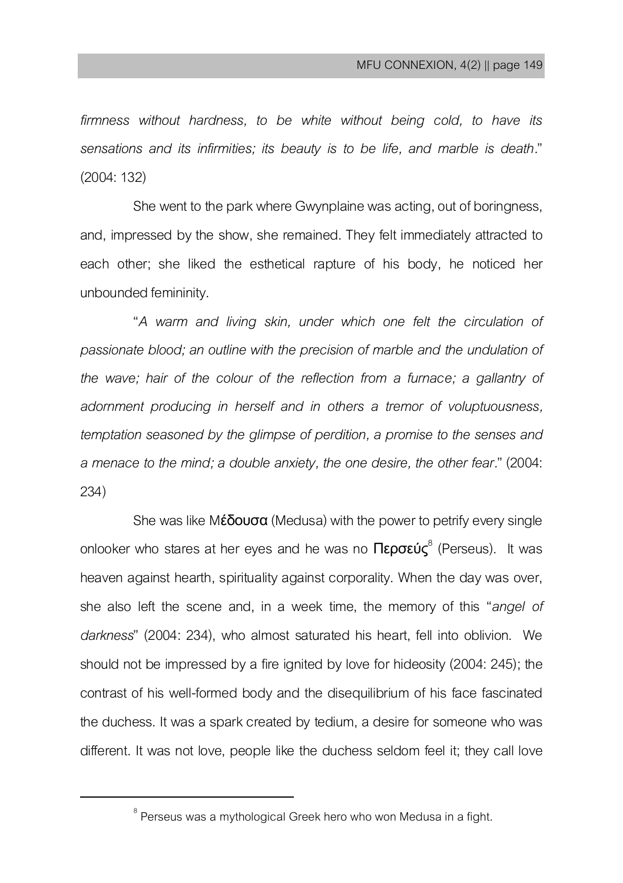*firmness without hardness, to be white without being cold, to have its sensations and its infirmities; its beauty is to be life, and marble is death*." (2004: 132)

She went to the park where Gwynplaine was acting, out of boringness, and, impressed by the show, she remained. They felt immediately attracted to each other; she liked the esthetical rapture of his body, he noticed her unbounded femininity.

"*A warm and living skin, under which one felt the circulation of passionate blood; an outline with the precision of marble and the undulation of the wave; hair of the colour of the reflection from a furnace; a gallantry of adornment producing in herself and in others a tremor of voluptuousness, temptation seasoned by the glimpse of perdition, a promise to the senses and a menace to the mind; a double anxiety, the one desire, the other fear*." (2004: 234)

She was like Μέδουσα (Medusa) with the power to petrify every single onlooker who stares at her eyes and he was no **Περσεύς**[8] (Perseus). It was heaven against hearth, spirituality against corporality. When the day was over, she also left the scene and, in a week time, the memory of this "*angel of darkness*" (2004: 234), who almost saturated his heart, fell into oblivion. We should not be impressed by a fire ignited by love for hideosity (2004: 245); the contrast of his well-formed body and the disequilibrium of his face fascinated the duchess. It was a spark created by tedium, a desire for someone who was different. It was not love, people like the duchess seldom feel it; they call love

[8] Perseus was a mythological Greek hero who won Medusa in a fight.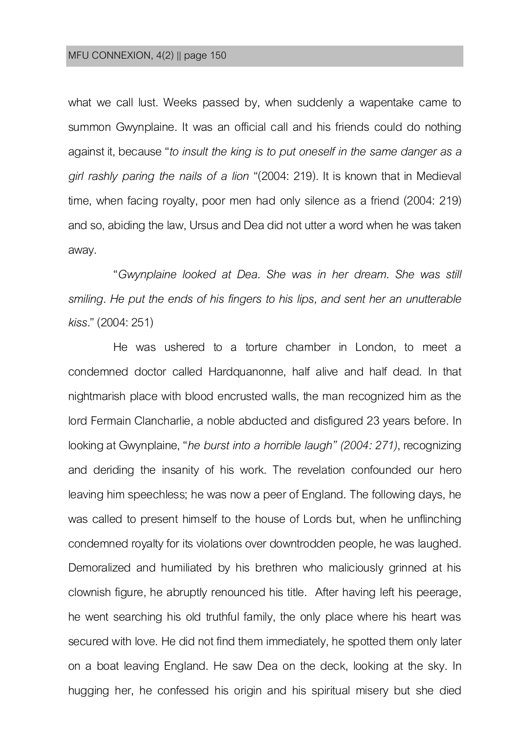what we call lust. Weeks passed by, when suddenly a wapentake came to summon Gwynplaine. It was an official call and his friends could do nothing against it, because "*to insult the king is to put oneself in the same danger as a girl rashly paring the nails of a lion* "(2004: 219). It is known that in Medieval time, when facing royalty, poor men had only silence as a friend (2004: 219) and so, abiding the law, Ursus and Dea did not utter a word when he was taken away.

"*Gwynplaine looked at Dea. She was in her dream. She was still smiling. He put the ends of his fingers to his lips, and sent her an unutterable kiss.*" (2004: 251)

He was ushered to a torture chamber in London, to meet a condemned doctor called Hardquanonne, half alive and half dead. In that nightmarish place with blood encrusted walls, the man recognized him as the lord Fermain Clancharlie, a noble abducted and disfigured 23 years before. In looking at Gwynplaine, "*he burst into a horrible laugh" (2004: 271)*, recognizing and deriding the insanity of his work. The revelation confounded our hero leaving him speechless; he was now a peer of England. The following days, he was called to present himself to the house of Lords but, when he unflinching condemned royalty for its violations over downtrodden people, he was laughed. Demoralized and humiliated by his brethren who maliciously grinned at his clownish figure, he abruptly renounced his title. After having left his peerage, he went searching his old truthful family, the only place where his heart was secured with love. He did not find them immediately, he spotted them only later on a boat leaving England. He saw Dea on the deck, looking at the sky. In hugging her, he confessed his origin and his spiritual misery but she died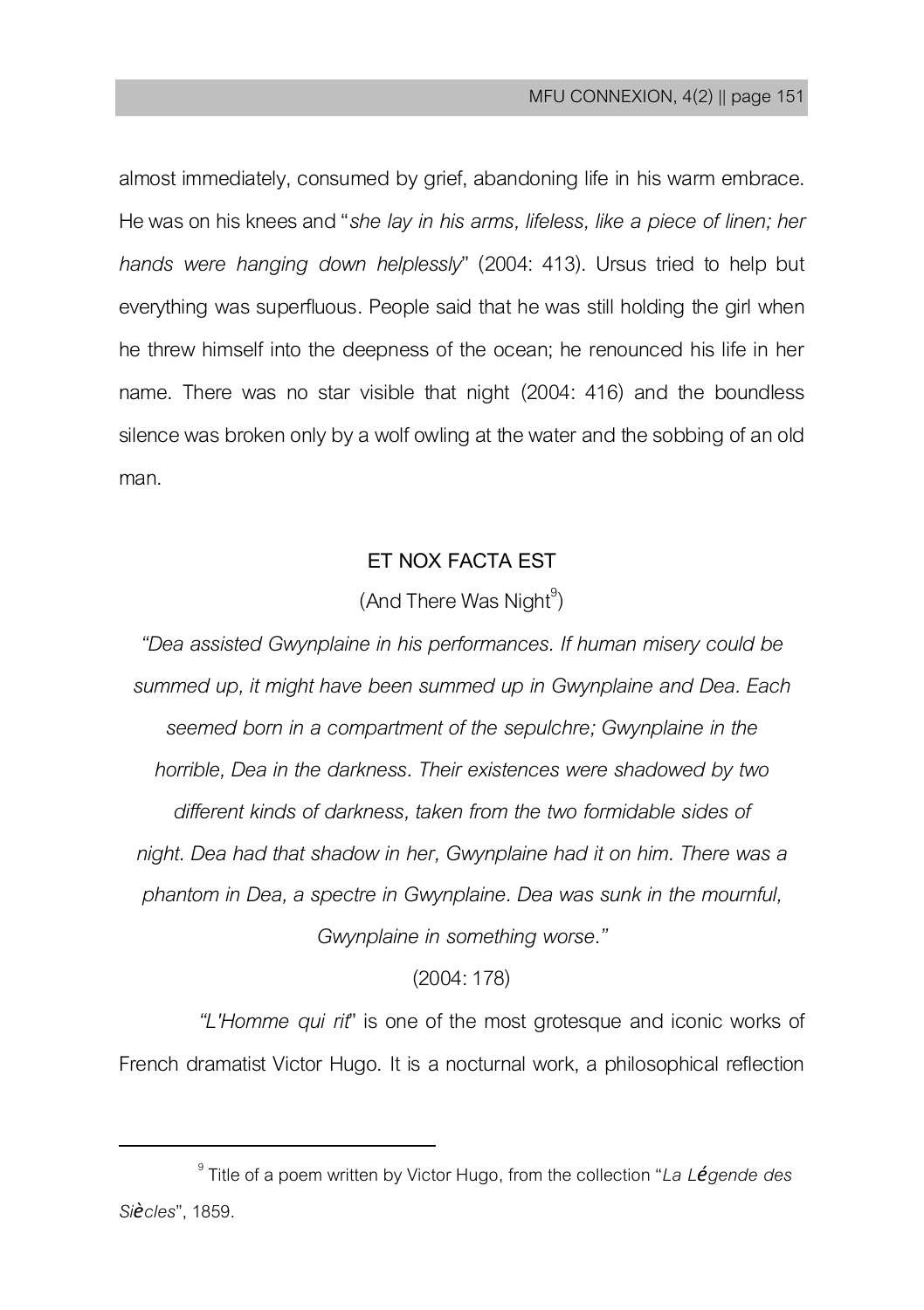almost immediately, consumed by grief, abandoning life in his warm embrace. He was on his knees and "*she lay in his arms, lifeless, like a piece of linen; her hands were hanging down helplessly*" (2004: 413). Ursus tried to help but everything was superfluous. People said that he was still holding the girl when he threw himself into the deepness of the ocean; he renounced his life in her name. There was no star visible that night (2004: 416) and the boundless silence was broken only by a wolf owling at the water and the sobbing of an old man.

## ET NOX FACTA EST

(And There Was Night[9])

*"Dea assisted Gwynplaine in his performances. If human misery could be summed up, it might have been summed up in Gwynplaine and Dea. Each seemed born in a compartment of the sepulchre; Gwynplaine in the horrible, Dea in the darkness. Their existences were shadowed by two different kinds of darkness, taken from the two formidable sides of night. Dea had that shadow in her, Gwynplaine had it on him. There was a phantom in Dea, a spectre in Gwynplaine. Dea was sunk in the mournful, Gwynplaine in something worse."*

(2004: 178)

*"L'Homme qui rit*" is one of the most grotesque and iconic works of French dramatist Victor Hugo. It is a nocturnal work, a philosophical reflection

---

[9] Title of a poem written by Victor Hugo, from the collection "*La Légende des Siècles*", 1859.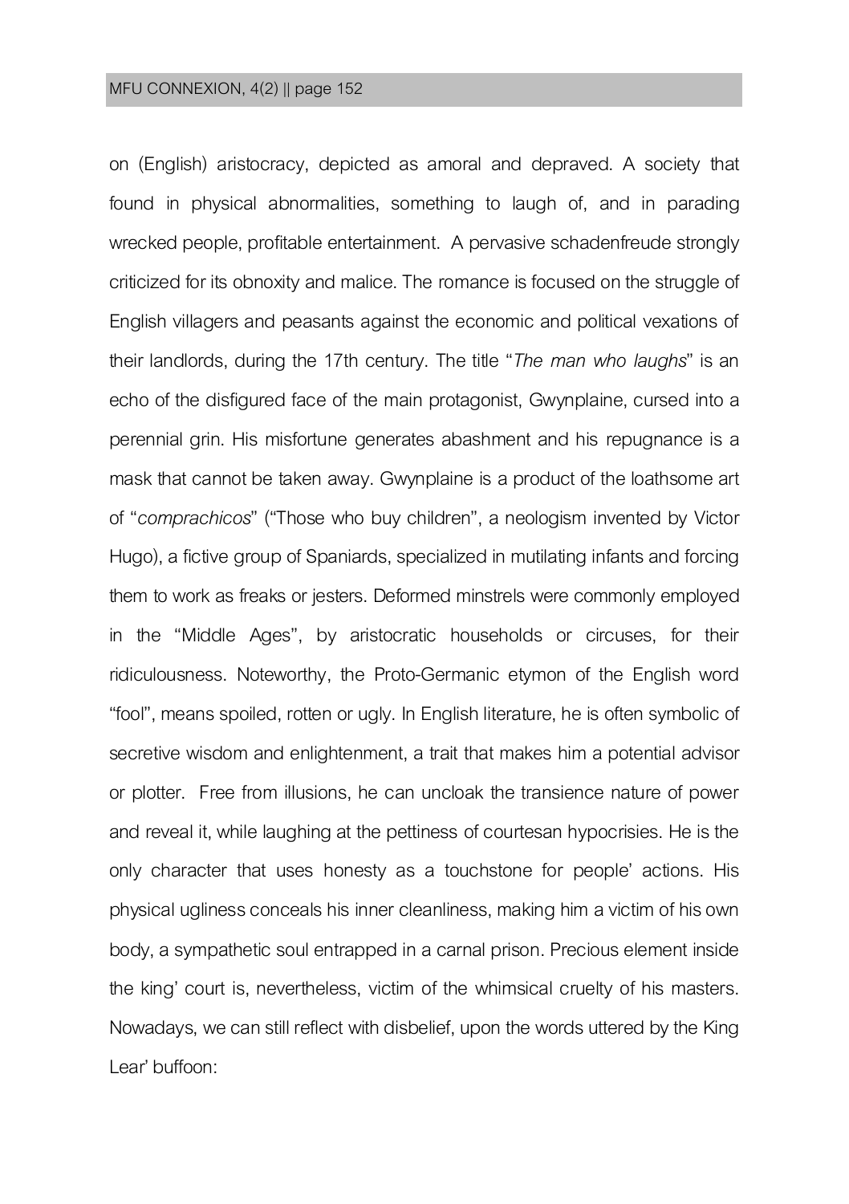on (English) aristocracy, depicted as amoral and depraved. A society that found in physical abnormalities, something to laugh of, and in parading wrecked people, profitable entertainment. A pervasive schadenfreude strongly criticized for its obnoxity and malice. The romance is focused on the struggle of English villagers and peasants against the economic and political vexations of their landlords, during the 17th century. The title "*The man who laughs*" is an echo of the disfigured face of the main protagonist, Gwynplaine, cursed into a perennial grin. His misfortune generates abashment and his repugnance is a mask that cannot be taken away. Gwynplaine is a product of the loathsome art of "*comprachicos*" ("Those who buy children", a neologism invented by Victor Hugo), a fictive group of Spaniards, specialized in mutilating infants and forcing them to work as freaks or jesters. Deformed minstrels were commonly employed in the "Middle Ages", by aristocratic households or circuses, for their ridiculousness. Noteworthy, the Proto-Germanic etymon of the English word "fool", means spoiled, rotten or ugly. In English literature, he is often symbolic of secretive wisdom and enlightenment, a trait that makes him a potential advisor or plotter. Free from illusions, he can uncloak the transience nature of power and reveal it, while laughing at the pettiness of courtesan hypocrisies. He is the only character that uses honesty as a touchstone for people' actions. His physical ugliness conceals his inner cleanliness, making him a victim of his own body, a sympathetic soul entrapped in a carnal prison. Precious element inside the king' court is, nevertheless, victim of the whimsical cruelty of his masters. Nowadays, we can still reflect with disbelief, upon the words uttered by the King Lear' buffoon: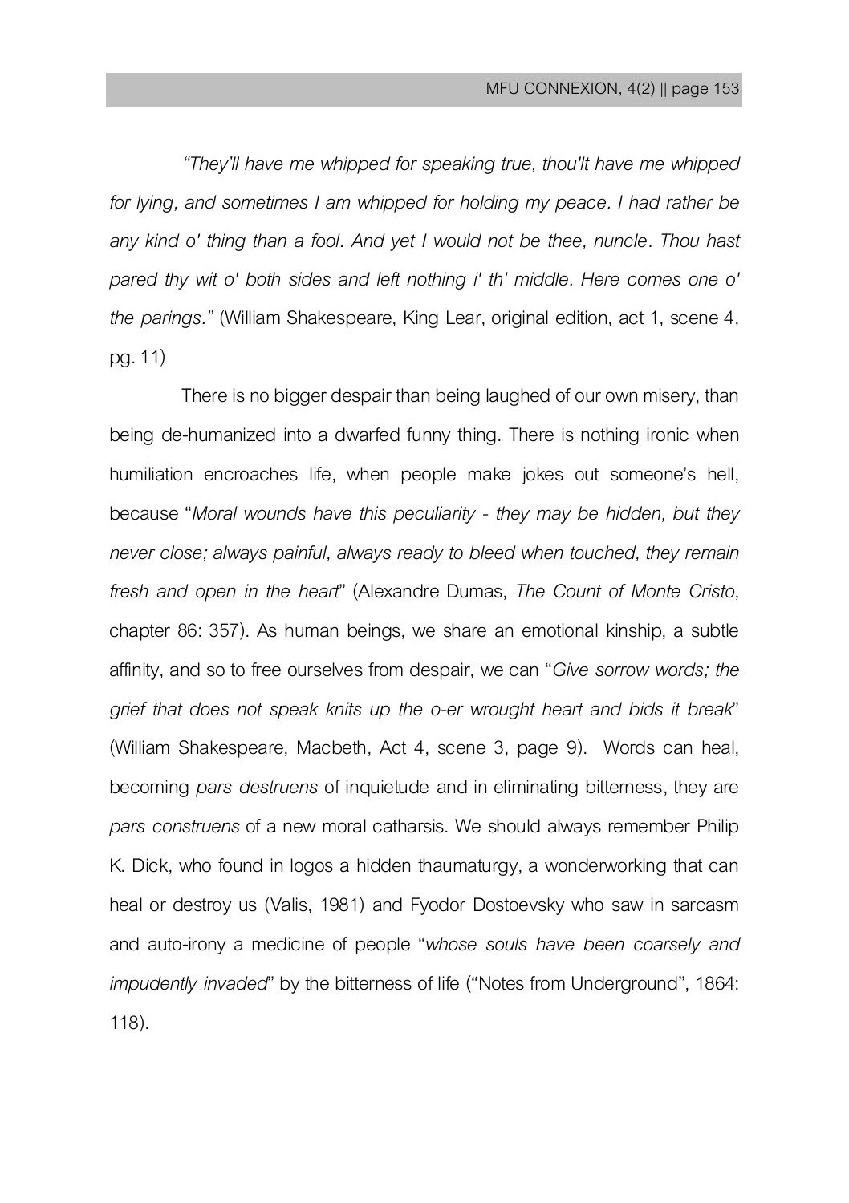*"They'll have me whipped for speaking true, thou'lt have me whipped for lying, and sometimes I am whipped for holding my peace. I had rather be any kind o' thing than a fool. And yet I would not be thee, nuncle. Thou hast pared thy wit o' both sides and left nothing i' th' middle. Here comes one o' the parings."* (William Shakespeare, King Lear, original edition, act 1, scene 4, pg. 11)

There is no bigger despair than being laughed of our own misery, than being de-humanized into a dwarfed funny thing. There is nothing ironic when humiliation encroaches life, when people make jokes out someone's hell, because "*Moral wounds have this peculiarity - they may be hidden, but they never close; always painful, always ready to bleed when touched, they remain fresh and open in the heart*" (Alexandre Dumas, *The Count of Monte Cristo*, chapter 86: 357). As human beings, we share an emotional kinship, a subtle affinity, and so to free ourselves from despair, we can "*Give sorrow words; the grief that does not speak knits up the o-er wrought heart and bids it break*" (William Shakespeare, Macbeth, Act 4, scene 3, page 9). Words can heal, becoming *pars destruens* of inquietude and in eliminating bitterness, they are *pars construens* of a new moral catharsis. We should always remember Philip K. Dick, who found in logos a hidden thaumaturgy, a wonderworking that can heal or destroy us (Valis, 1981) and Fyodor Dostoevsky who saw in sarcasm and auto-irony a medicine of people "*whose souls have been coarsely and impudently invaded*" by the bitterness of life ("Notes from Underground", 1864: 118).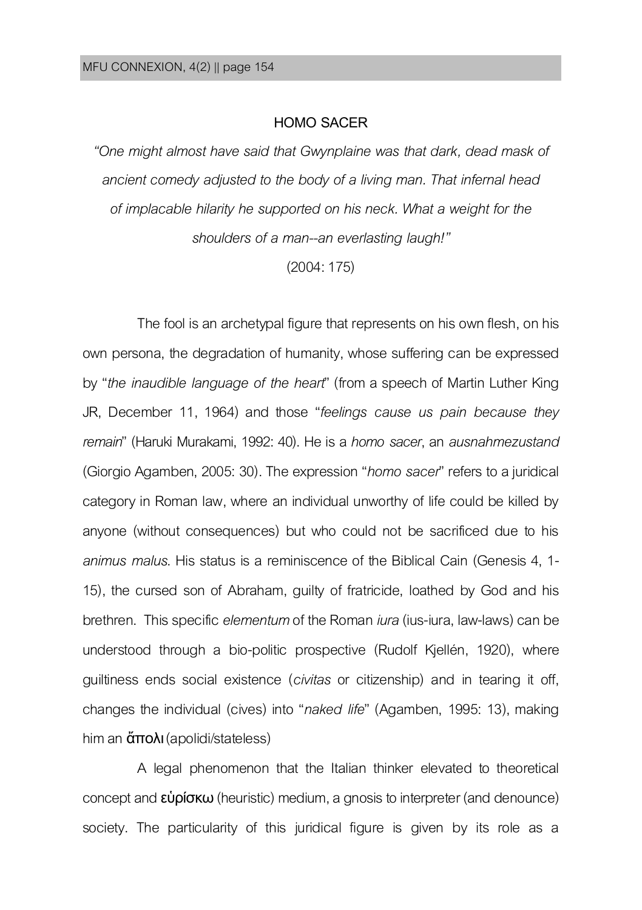## HOMO SACER

*"One might almost have said that Gwynplaine was that dark, dead mask of ancient comedy adjusted to the body of a living man. That infernal head of implacable hilarity he supported on his neck. What a weight for the shoulders of a man--an everlasting laugh!"*

(2004: 175)

The fool is an archetypal figure that represents on his own flesh, on his own persona, the degradation of humanity, whose suffering can be expressed by "*the inaudible language of the heart*" (from a speech of Martin Luther King JR, December 11, 1964) and those "*feelings cause us pain because they remain*" (Haruki Murakami, 1992: 40). He is a *homo sacer*, an *ausnahmezustand* (Giorgio Agamben, 2005: 30). The expression "*homo sacer*" refers to a juridical category in Roman law, where an individual unworthy of life could be killed by anyone (without consequences) but who could not be sacrificed due to his *animus malus*. His status is a reminiscence of the Biblical Cain (Genesis 4, 1-15), the cursed son of Abraham, guilty of fratricide, loathed by God and his brethren. This specific *elementum* of the Roman *iura* (ius-iura, law-laws) can be understood through a bio-politic prospective (Rudolf Kjellén, 1920), where guiltiness ends social existence (*civitas* or citizenship) and in tearing it off, changes the individual (cives) into "*naked life*" (Agamben, 1995: 13), making him an **ἄπολι** (apolidi/stateless)

A legal phenomenon that the Italian thinker elevated to theoretical concept and **εὑρίσκω** (heuristic) medium, a gnosis to interpreter (and denounce) society. The particularity of this juridical figure is given by its role as a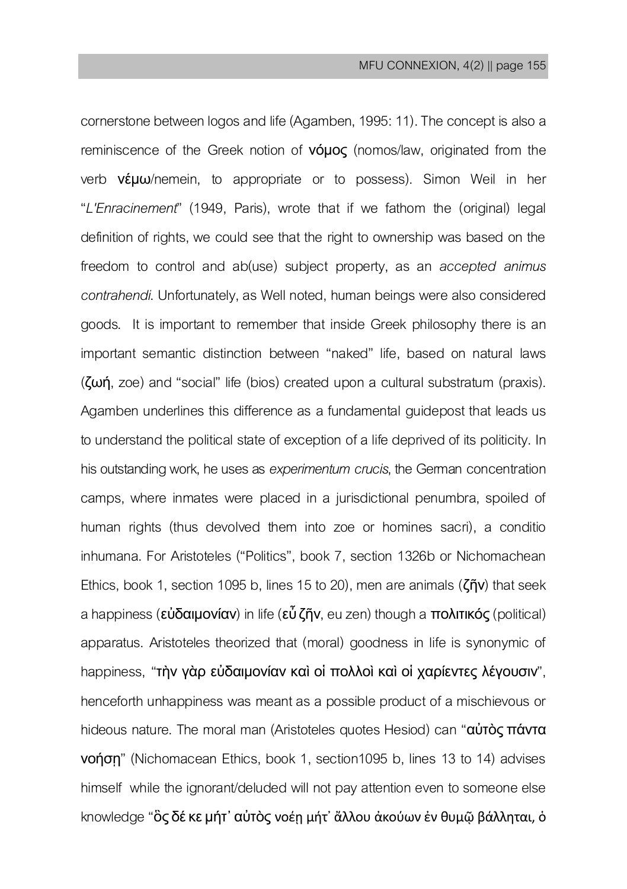cornerstone between logos and life (Agamben, 1995: 11). The concept is also a reminiscence of the Greek notion of νόμος (nomos/law, originated from the verb νέμω/nemein, to appropriate or to possess). Simon Weil in her "*L'Enracinement*" (1949, Paris), wrote that if we fathom the (original) legal definition of rights, we could see that the right to ownership was based on the freedom to control and ab(use) subject property, as an *accepted animus contrahendi*. Unfortunately, as Well noted, human beings were also considered goods. It is important to remember that inside Greek philosophy there is an important semantic distinction between "naked" life, based on natural laws (ζωή, zoe) and "social" life (bios) created upon a cultural substratum (praxis). Agamben underlines this difference as a fundamental guidepost that leads us to understand the political state of exception of a life deprived of its politicity. In his outstanding work, he uses as *experimentum crucis*, the German concentration camps, where inmates were placed in a jurisdictional penumbra, spoiled of human rights (thus devolved them into zoe or homines sacri), a conditio inhumana. For Aristoteles ("Politics", book 7, section 1326b or Nichomachean Ethics, book 1, section 1095 b, lines 15 to 20), men are animals (ζῆν) that seek a happiness (εὐδαιμονίαν) in life (εὖ ζῆν, eu zen) though a πολιτικός (political) apparatus. Aristoteles theorized that (moral) goodness in life is synonymic of happiness, "τὴν γὰρ εὐδαιμονίαν καὶ οἱ πολλοὶ καὶ οἱ χαρίεντες λέγουσιν", henceforth unhappiness was meant as a possible product of a mischievous or hideous nature. The moral man (Aristoteles quotes Hesiod) can "αὐτὸς πάντα νοήσῃ" (Nichomacean Ethics, book 1, section1095 b, lines 13 to 14) advises himself while the ignorant/deluded will not pay attention even to someone else knowledge "ὃς δέ κε μήτ᾽ αὐτὸς νοέῃ μήτ᾽ ἄλλου ἀκούων ἐν θυμῷ βάλληται, ὁ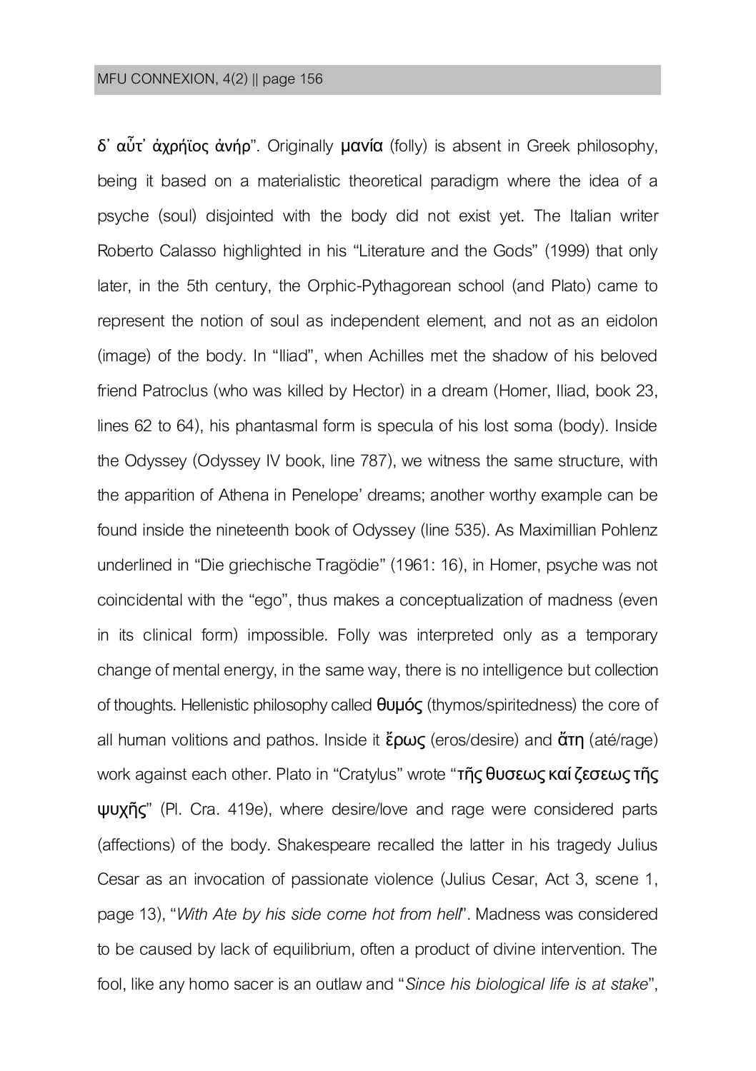δ' αὖτ' ἀχρήϊος ἀνήρ". Originally **μανία** (folly) is absent in Greek philosophy, being it based on a materialistic theoretical paradigm where the idea of a psyche (soul) disjointed with the body did not exist yet. The Italian writer Roberto Calasso highlighted in his "Literature and the Gods" (1999) that only later, in the 5th century, the Orphic-Pythagorean school (and Plato) came to represent the notion of soul as independent element, and not as an eidolon (image) of the body. In "Iliad", when Achilles met the shadow of his beloved friend Patroclus (who was killed by Hector) in a dream (Homer, Iliad, book 23, lines 62 to 64), his phantasmal form is specula of his lost soma (body). Inside the Odyssey (Odyssey IV book, line 787), we witness the same structure, with the apparition of Athena in Penelope' dreams; another worthy example can be found inside the nineteenth book of Odyssey (line 535). As Maximillian Pohlenz underlined in "Die griechische Tragödie" (1961: 16), in Homer, psyche was not coincidental with the "ego", thus makes a conceptualization of madness (even in its clinical form) impossible. Folly was interpreted only as a temporary change of mental energy, in the same way, there is no intelligence but collection of thoughts. Hellenistic philosophy called **θυμός** (thymos/spiritedness) the core of all human volitions and pathos. Inside it **ἔρως** (eros/desire) and **ἄτη** (até/rage) work against each other. Plato in "Cratylus" wrote "**τῆς θυσεως καί ζεσεως τῆς ψυχῆς**" (Pl. Cra. 419e), where desire/love and rage were considered parts (affections) of the body. Shakespeare recalled the latter in his tragedy Julius Cesar as an invocation of passionate violence (Julius Cesar, Act 3, scene 1, page 13), "*With Ate by his side come hot from hell*". Madness was considered to be caused by lack of equilibrium, often a product of divine intervention. The fool, like any homo sacer is an outlaw and "*Since his biological life is at stake*",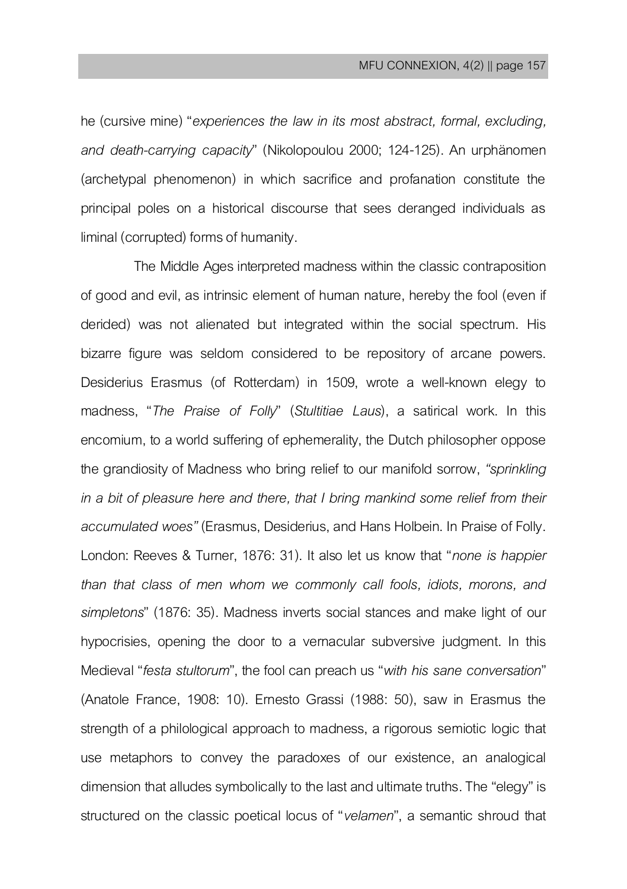he (cursive mine) "*experiences the law in its most abstract, formal, excluding, and death-carrying capacity*" (Nikolopoulou 2000; 124-125). An urphänomen (archetypal phenomenon) in which sacrifice and profanation constitute the principal poles on a historical discourse that sees deranged individuals as liminal (corrupted) forms of humanity.

The Middle Ages interpreted madness within the classic contraposition of good and evil, as intrinsic element of human nature, hereby the fool (even if derided) was not alienated but integrated within the social spectrum. His bizarre figure was seldom considered to be repository of arcane powers. Desiderius Erasmus (of Rotterdam) in 1509, wrote a well-known elegy to madness, "*The Praise of Folly*" (*Stultitiae Laus*), a satirical work. In this encomium, to a world suffering of ephemerality, the Dutch philosopher oppose the grandiosity of Madness who bring relief to our manifold sorrow, *"sprinkling in a bit of pleasure here and there, that I bring mankind some relief from their accumulated woes"* (Erasmus, Desiderius, and Hans Holbein. In Praise of Folly. London: Reeves & Turner, 1876: 31). It also let us know that "*none is happier than that class of men whom we commonly call fools, idiots, morons, and simpletons*" (1876: 35). Madness inverts social stances and make light of our hypocrisies, opening the door to a vernacular subversive judgment. In this Medieval "*festa stultorum*", the fool can preach us "*with his sane conversation*" (Anatole France, 1908: 10). Ernesto Grassi (1988: 50), saw in Erasmus the strength of a philological approach to madness, a rigorous semiotic logic that use metaphors to convey the paradoxes of our existence, an analogical dimension that alludes symbolically to the last and ultimate truths. The "elegy" is structured on the classic poetical locus of "*velamen*", a semantic shroud that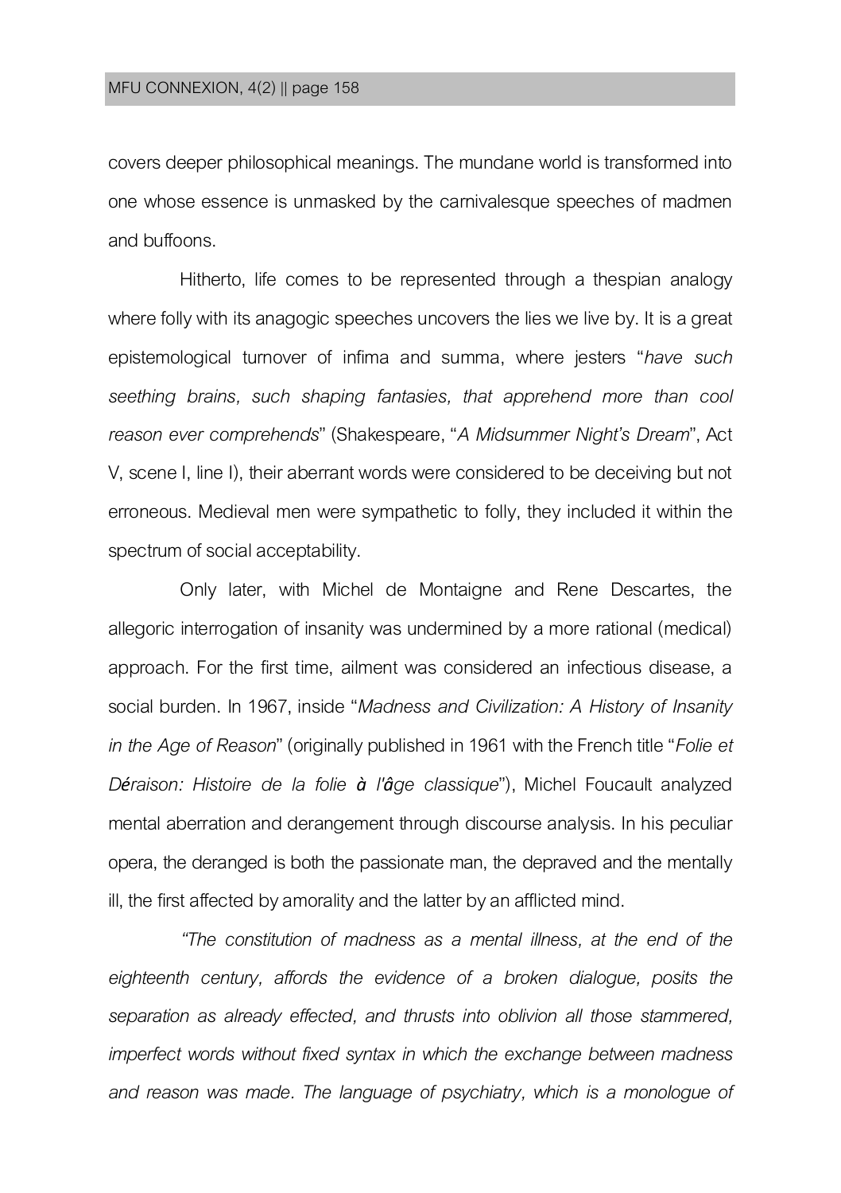covers deeper philosophical meanings. The mundane world is transformed into one whose essence is unmasked by the carnivalesque speeches of madmen and buffoons.

Hitherto, life comes to be represented through a thespian analogy where folly with its anagogic speeches uncovers the lies we live by. It is a great epistemological turnover of infima and summa, where jesters "*have such seething brains, such shaping fantasies, that apprehend more than cool reason ever comprehends*" (Shakespeare, "*A Midsummer Night's Dream*", Act V, scene I, line I), their aberrant words were considered to be deceiving but not erroneous. Medieval men were sympathetic to folly, they included it within the spectrum of social acceptability.

Only later, with Michel de Montaigne and Rene Descartes, the allegoric interrogation of insanity was undermined by a more rational (medical) approach. For the first time, ailment was considered an infectious disease, a social burden. In 1967, inside "*Madness and Civilization: A History of Insanity in the Age of Reason*" (originally published in 1961 with the French title "*Folie et Déraison: Histoire de la folie à l'âge classique*"), Michel Foucault analyzed mental aberration and derangement through discourse analysis. In his peculiar opera, the deranged is both the passionate man, the depraved and the mentally ill, the first affected by amorality and the latter by an afflicted mind.

*"The constitution of madness as a mental illness, at the end of the eighteenth century, affords the evidence of a broken dialogue, posits the separation as already effected, and thrusts into oblivion all those stammered, imperfect words without fixed syntax in which the exchange between madness and reason was made. The language of psychiatry, which is a monologue of*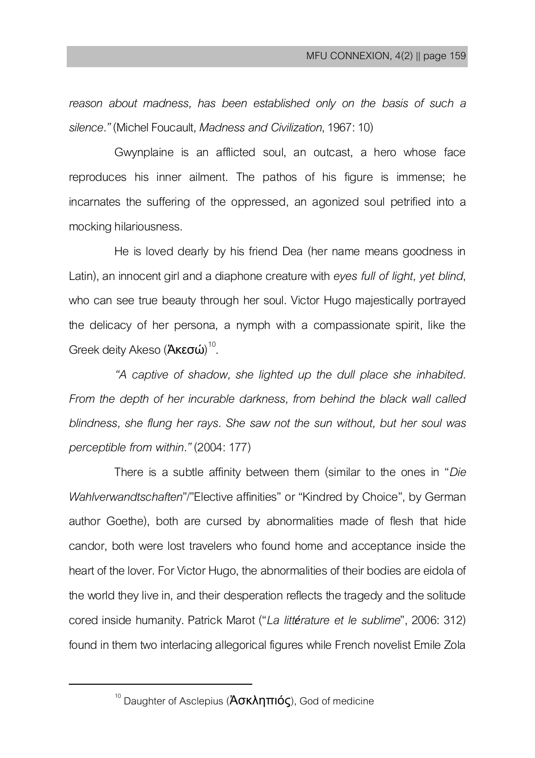*reason about madness, has been established only on the basis of such a silence."* (Michel Foucault, *Madness and Civilization*, 1967: 10)

Gwynplaine is an afflicted soul, an outcast, a hero whose face reproduces his inner ailment. The pathos of his figure is immense; he incarnates the suffering of the oppressed, an agonized soul petrified into a mocking hilariousness.

He is loved dearly by his friend Dea (her name means goodness in Latin), an innocent girl and a diaphone creature with *eyes full of light, yet blind*, who can see true beauty through her soul. Victor Hugo majestically portrayed the delicacy of her persona, a nymph with a compassionate spirit, like the Greek deity Akeso (Ἀκεσώ)[10].

*"A captive of shadow, she lighted up the dull place she inhabited. From the depth of her incurable darkness, from behind the black wall called blindness, she flung her rays. She saw not the sun without, but her soul was perceptible from within."* (2004: 177)

There is a subtle affinity between them (similar to the ones in "*Die Wahlverwandtschaften*"/"Elective affinities" or "Kindred by Choice", by German author Goethe), both are cursed by abnormalities made of flesh that hide candor, both were lost travelers who found home and acceptance inside the heart of the lover. For Victor Hugo, the abnormalities of their bodies are eidola of the world they live in, and their desperation reflects the tragedy and the solitude cored inside humanity. Patrick Marot ("*La littérature et le sublime*", 2006: 312) found in them two interlacing allegorical figures while French novelist Emile Zola

---

[10] Daughter of Asclepius (Ἀσκληπιός), God of medicine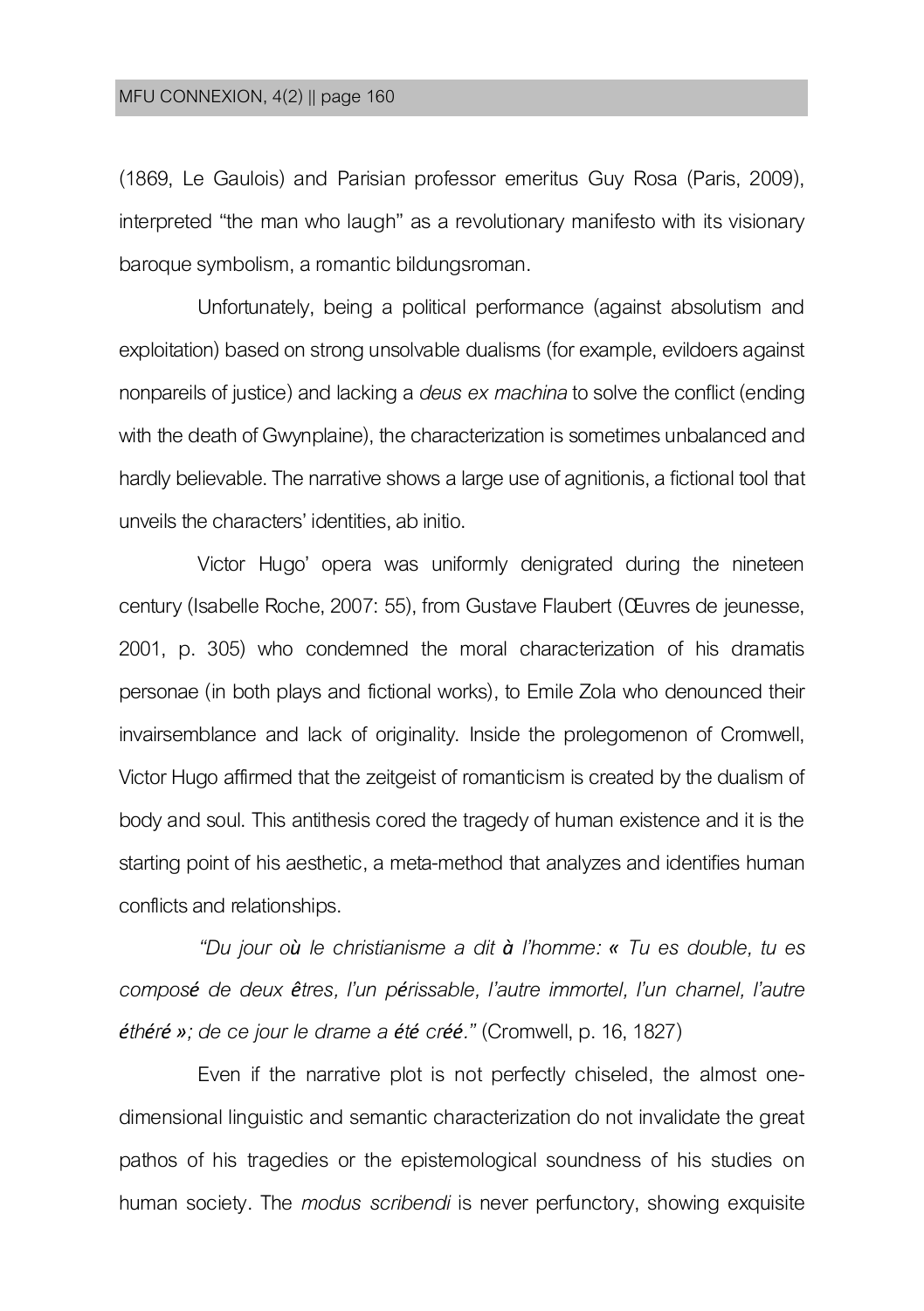(1869, Le Gaulois) and Parisian professor emeritus Guy Rosa (Paris, 2009), interpreted "the man who laugh" as a revolutionary manifesto with its visionary baroque symbolism, a romantic bildungsroman.

Unfortunately, being a political performance (against absolutism and exploitation) based on strong unsolvable dualisms (for example, evildoers against nonpareils of justice) and lacking a *deus ex machina* to solve the conflict (ending with the death of Gwynplaine), the characterization is sometimes unbalanced and hardly believable. The narrative shows a large use of agnitionis, a fictional tool that unveils the characters' identities, ab initio.

Victor Hugo' opera was uniformly denigrated during the nineteen century (Isabelle Roche, 2007: 55), from Gustave Flaubert (Œuvres de jeunesse, 2001, p. 305) who condemned the moral characterization of his dramatis personae (in both plays and fictional works), to Emile Zola who denounced their invairsemblance and lack of originality. Inside the prolegomenon of Cromwell, Victor Hugo affirmed that the zeitgeist of romanticism is created by the dualism of body and soul. This antithesis cored the tragedy of human existence and it is the starting point of his aesthetic, a meta-method that analyzes and identifies human conflicts and relationships.

*"Du jour où le christianisme a dit à l'homme: « Tu es double, tu es composé de deux êtres, l'un périssable, l'autre immortel, l'un charnel, l'autre éthéré »; de ce jour le drame a été créé."* (Cromwell, p. 16, 1827)

Even if the narrative plot is not perfectly chiseled, the almost one-dimensional linguistic and semantic characterization do not invalidate the great pathos of his tragedies or the epistemological soundness of his studies on human society. The *modus scribendi* is never perfunctory, showing exquisite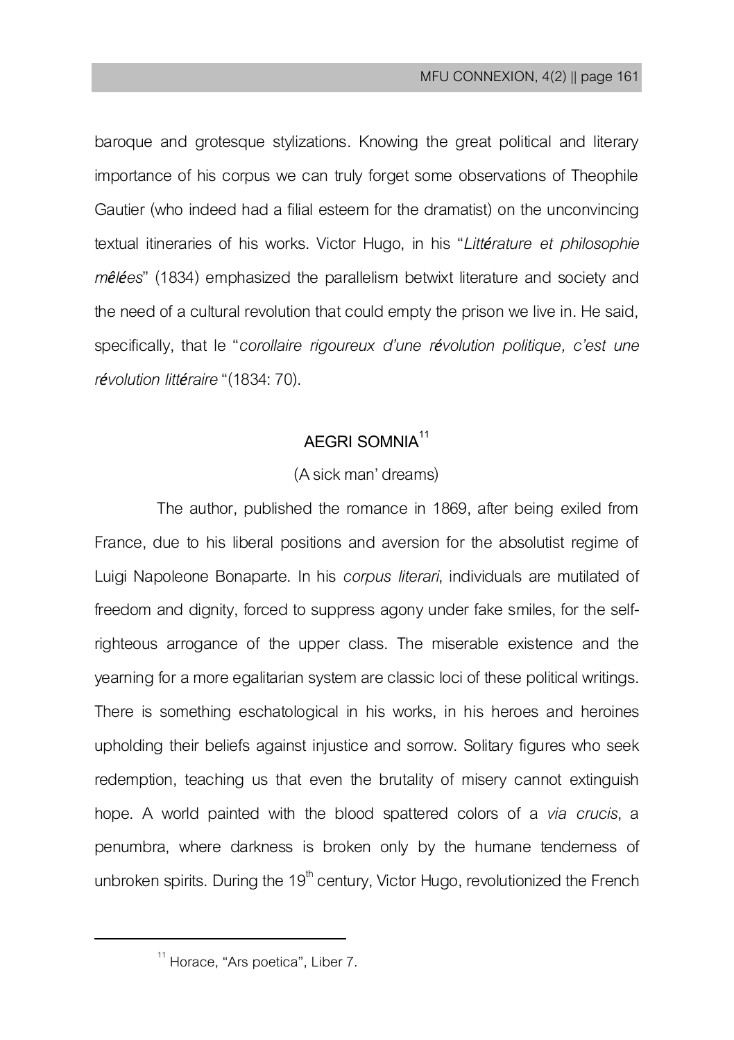baroque and grotesque stylizations. Knowing the great political and literary importance of his corpus we can truly forget some observations of Theophile Gautier (who indeed had a filial esteem for the dramatist) on the unconvincing textual itineraries of his works. Victor Hugo, in his "*Littérature et philosophie mêlées*" (1834) emphasized the parallelism betwixt literature and society and the need of a cultural revolution that could empty the prison we live in. He said, specifically, that le "*corollaire rigoureux d'une révolution politique, c'est une révolution littéraire* "(1834: 70).

## AEGRI SOMNIA[11]

(A sick man' dreams)

The author, published the romance in 1869, after being exiled from France, due to his liberal positions and aversion for the absolutist regime of Luigi Napoleone Bonaparte. In his *corpus literari*, individuals are mutilated of freedom and dignity, forced to suppress agony under fake smiles, for the self-righteous arrogance of the upper class. The miserable existence and the yearning for a more egalitarian system are classic loci of these political writings. There is something eschatological in his works, in his heroes and heroines upholding their beliefs against injustice and sorrow. Solitary figures who seek redemption, teaching us that even the brutality of misery cannot extinguish hope. A world painted with the blood spattered colors of a *via crucis*, a penumbra, where darkness is broken only by the humane tenderness of unbroken spirits. During the 19th century, Victor Hugo, revolutionized the French

---

[11] Horace, "Ars poetica", Liber 7.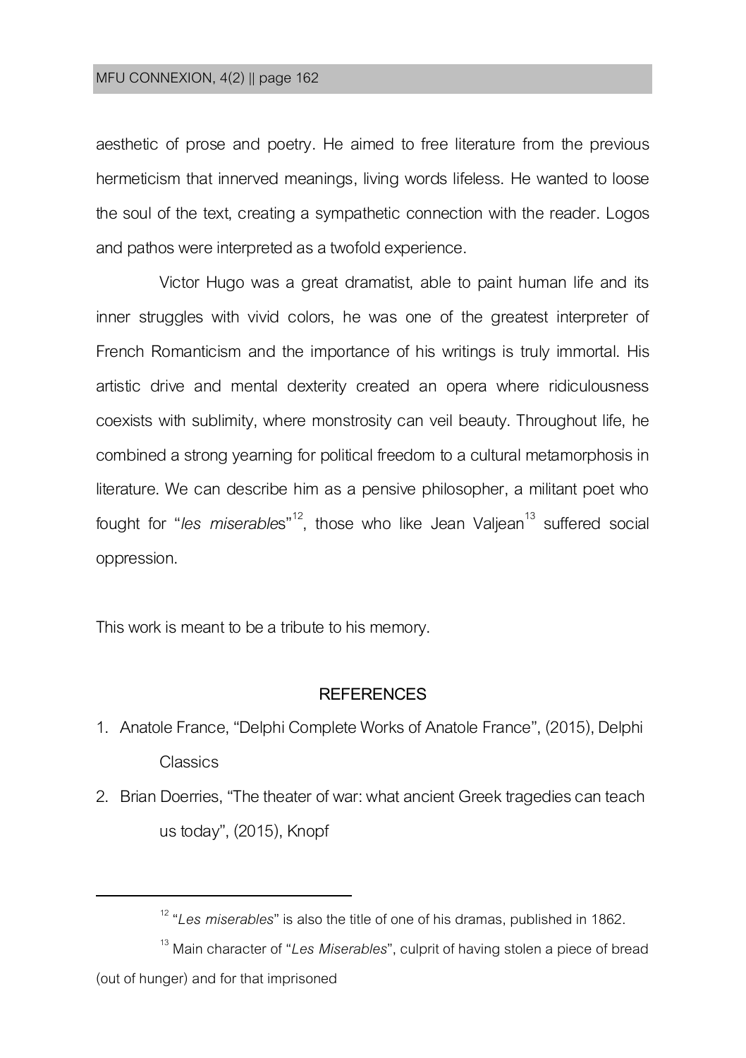aesthetic of prose and poetry. He aimed to free literature from the previous hermeticism that innerved meanings, living words lifeless. He wanted to loose the soul of the text, creating a sympathetic connection with the reader. Logos and pathos were interpreted as a twofold experience.

Victor Hugo was a great dramatist, able to paint human life and its inner struggles with vivid colors, he was one of the greatest interpreter of French Romanticism and the importance of his writings is truly immortal. His artistic drive and mental dexterity created an opera where ridiculousness coexists with sublimity, where monstrosity can veil beauty. Throughout life, he combined a strong yearning for political freedom to a cultural metamorphosis in literature. We can describe him as a pensive philosopher, a militant poet who fought for "*les miserable*s"[12], those who like Jean Valjean[13] suffered social oppression.

This work is meant to be a tribute to his memory.

## REFERENCES

1. Anatole France, "Delphi Complete Works of Anatole France", (2015), Delphi Classics
2. Brian Doerries, "The theater of war: what ancient Greek tragedies can teach us today", (2015), Knopf

---

[12] "*Les miserables*" is also the title of one of his dramas, published in 1862.

[13] Main character of "*Les Miserables*", culprit of having stolen a piece of bread (out of hunger) and for that imprisoned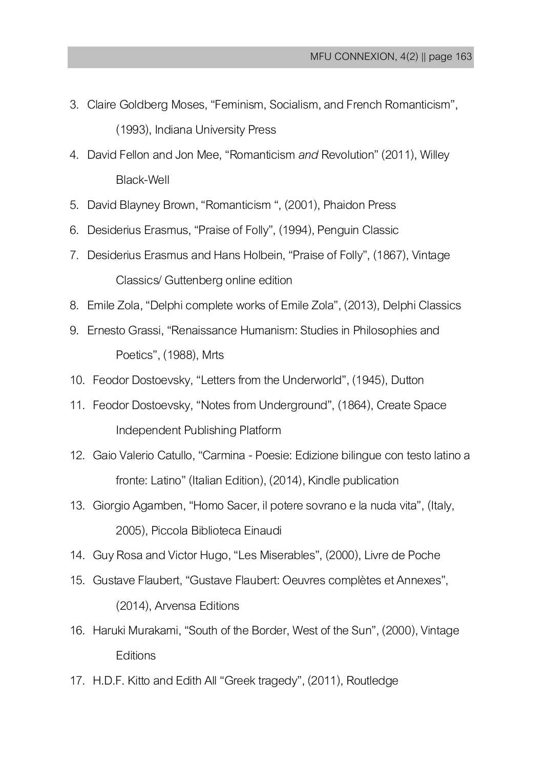3. Claire Goldberg Moses, “Feminism, Socialism, and French Romanticism”, (1993), Indiana University Press
4. David Fellon and Jon Mee, “Romanticism *and* Revolution” (2011), Willey Black-Well
5. David Blayney Brown, “Romanticism “, (2001), Phaidon Press
6. Desiderius Erasmus, “Praise of Folly”, (1994), Penguin Classic
7. Desiderius Erasmus and Hans Holbein, “Praise of Folly”, (1867), Vintage Classics/ Guttenberg online edition
8. Emile Zola, “Delphi complete works of Emile Zola”, (2013), Delphi Classics
9. Ernesto Grassi, “Renaissance Humanism: Studies in Philosophies and Poetics”, (1988), Mrts
10. Feodor Dostoevsky, “Letters from the Underworld”, (1945), Dutton
11. Feodor Dostoevsky, “Notes from Underground”, (1864), Create Space Independent Publishing Platform
12. Gaio Valerio Catullo, “Carmina - Poesie: Edizione bilingue con testo latino a fronte: Latino” (Italian Edition), (2014), Kindle publication
13. Giorgio Agamben, “Homo Sacer, il potere sovrano e la nuda vita”, (Italy, 2005), Piccola Biblioteca Einaudi
14. Guy Rosa and Victor Hugo, “Les Miserables”, (2000), Livre de Poche
15. Gustave Flaubert, “Gustave Flaubert: Oeuvres complètes et Annexes”, (2014), Arvensa Editions
16. Haruki Murakami, “South of the Border, West of the Sun”, (2000), Vintage Editions
17. H.D.F. Kitto and Edith All “Greek tragedy”, (2011), Routledge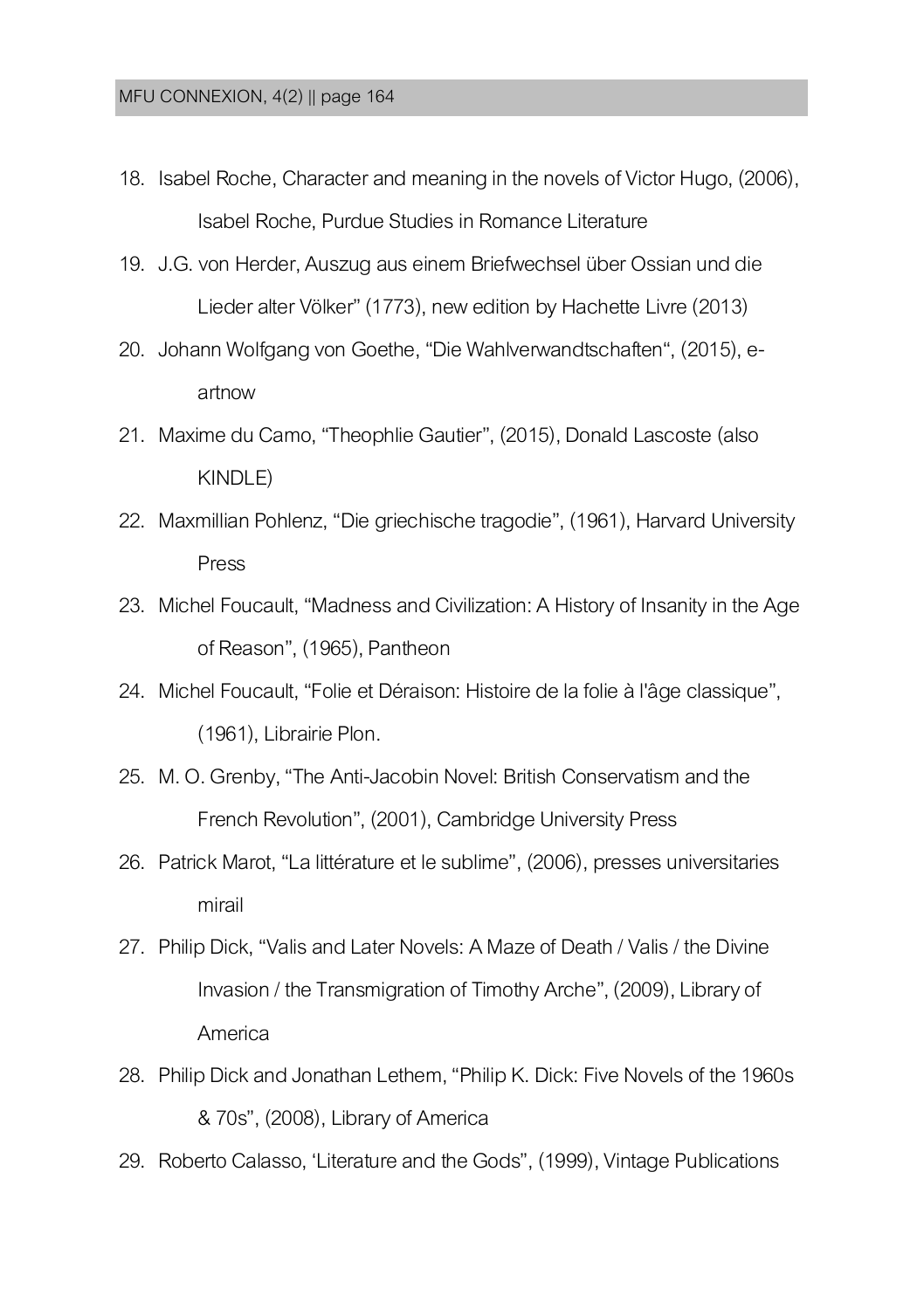18. Isabel Roche, Character and meaning in the novels of Victor Hugo, (2006), Isabel Roche, Purdue Studies in Romance Literature
19. J.G. von Herder, Auszug aus einem Briefwechsel über Ossian und die Lieder alter Völker" (1773), new edition by Hachette Livre (2013)
20. Johann Wolfgang von Goethe, "Die Wahlverwandtschaften", (2015), e-artnow
21. Maxime du Camo, "Theophlie Gautier", (2015), Donald Lascoste (also KINDLE)
22. Maxmillian Pohlenz, "Die griechische tragodie", (1961), Harvard University Press
23. Michel Foucault, "Madness and Civilization: A History of Insanity in the Age of Reason", (1965), Pantheon
24. Michel Foucault, "Folie et Déraison: Histoire de la folie à l'âge classique", (1961), Librairie Plon.
25. M. O. Grenby, "The Anti-Jacobin Novel: British Conservatism and the French Revolution", (2001), Cambridge University Press
26. Patrick Marot, "La littérature et le sublime", (2006), presses universitaries mirail
27. Philip Dick, "Valis and Later Novels: A Maze of Death / Valis / the Divine Invasion / the Transmigration of Timothy Arche", (2009), Library of America
28. Philip Dick and Jonathan Lethem, "Philip K. Dick: Five Novels of the 1960s & 70s", (2008), Library of America
29. Roberto Calasso, 'Literature and the Gods", (1999), Vintage Publications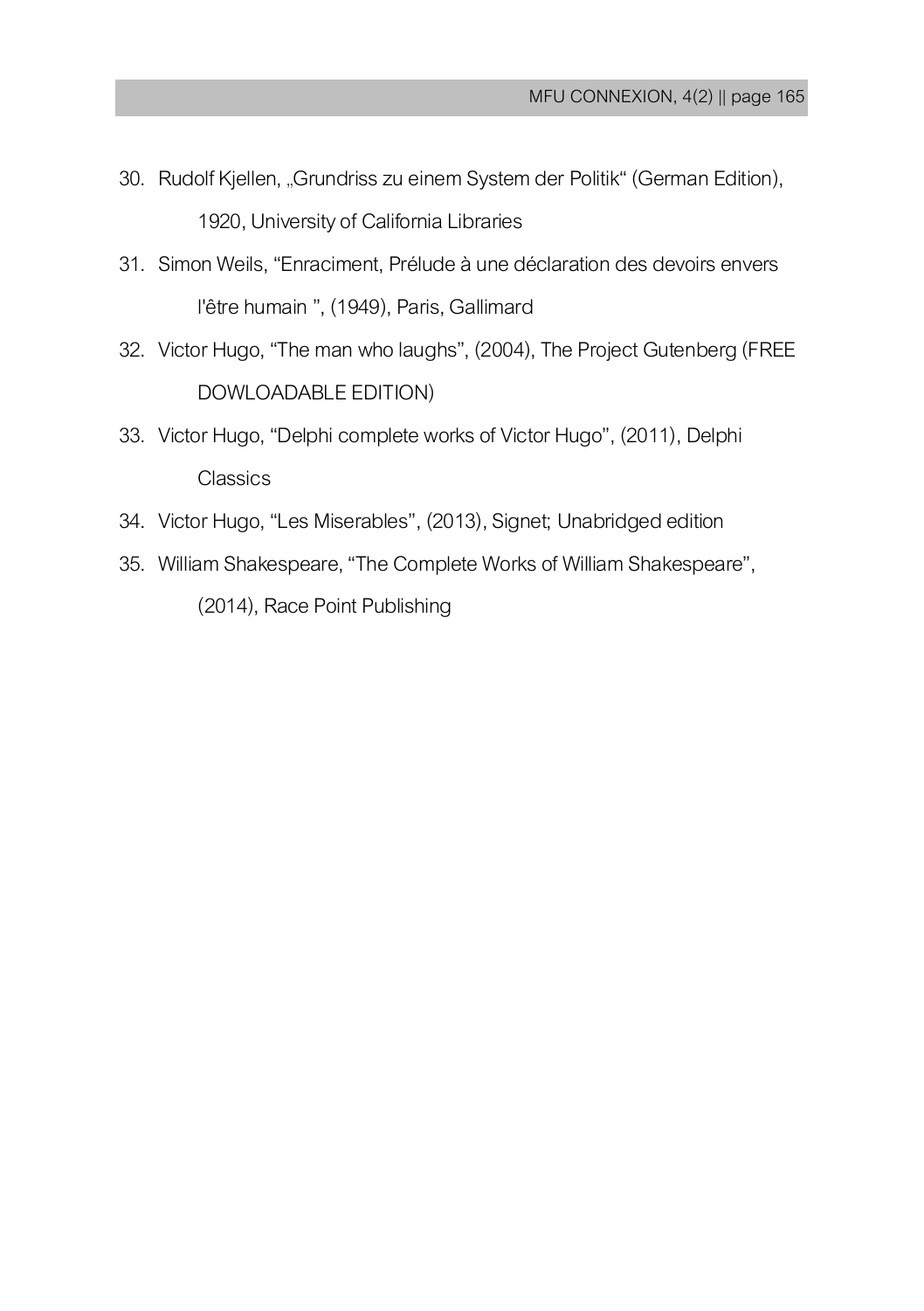30. Rudolf Kjellen, „Grundriss zu einem System der Politik“ (German Edition), 1920, University of California Libraries
31. Simon Weils, “Enraciment, Prélude à une déclaration des devoirs envers l'être humain ”, (1949), Paris, Gallimard
32. Victor Hugo, “The man who laughs”, (2004), The Project Gutenberg (FREE DOWLOADABLE EDITION)
33. Victor Hugo, “Delphi complete works of Victor Hugo”, (2011), Delphi Classics
34. Victor Hugo, “Les Miserables”, (2013), Signet; Unabridged edition
35. William Shakespeare, “The Complete Works of William Shakespeare”, (2014), Race Point Publishing